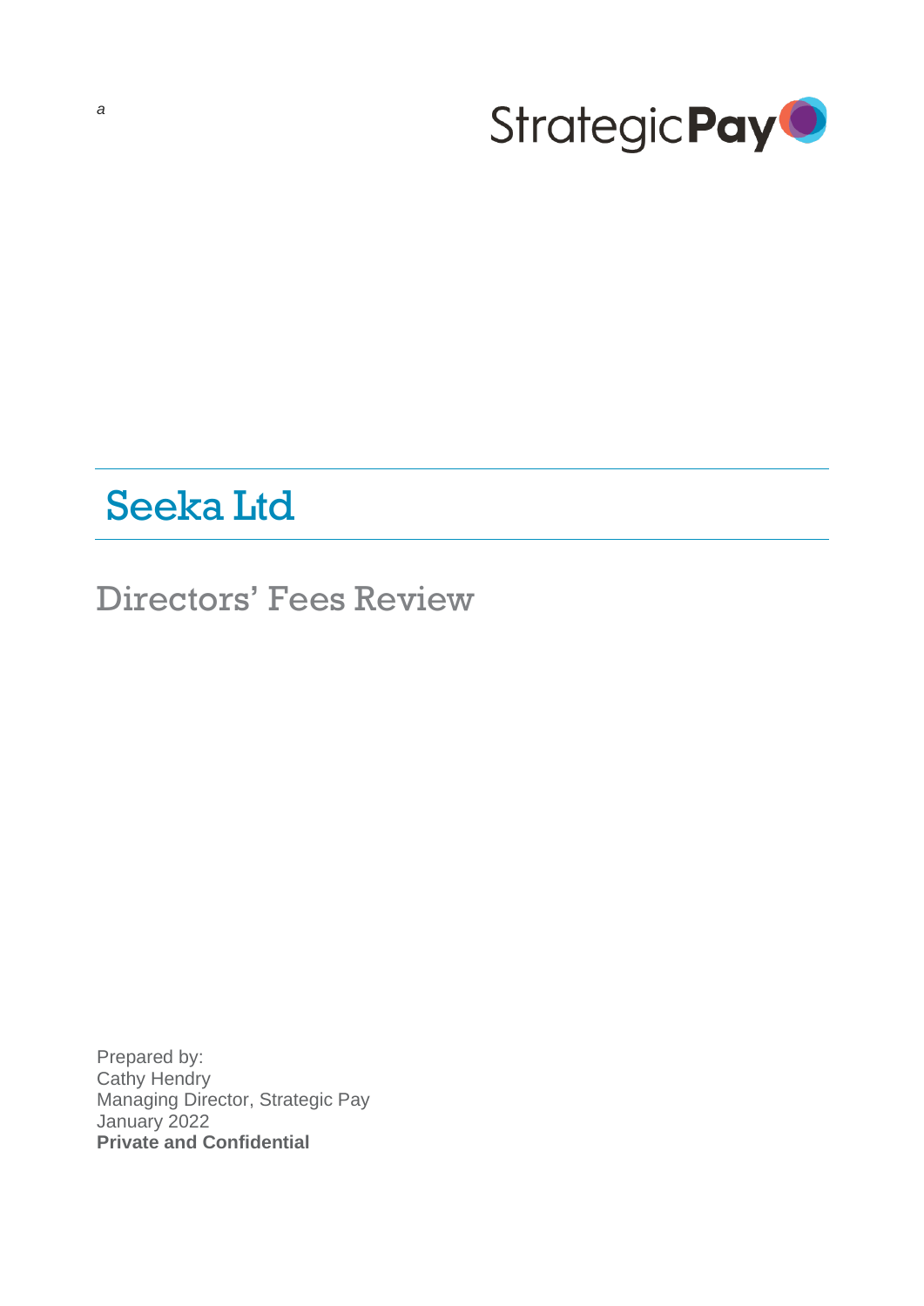*a*

StrategicPay

# Seeka Ltd

## Directors' Fees Review

Prepared by:
Cathy Hendry
Managing Director, Strategic Pay
January 2022
**Private and Confidential**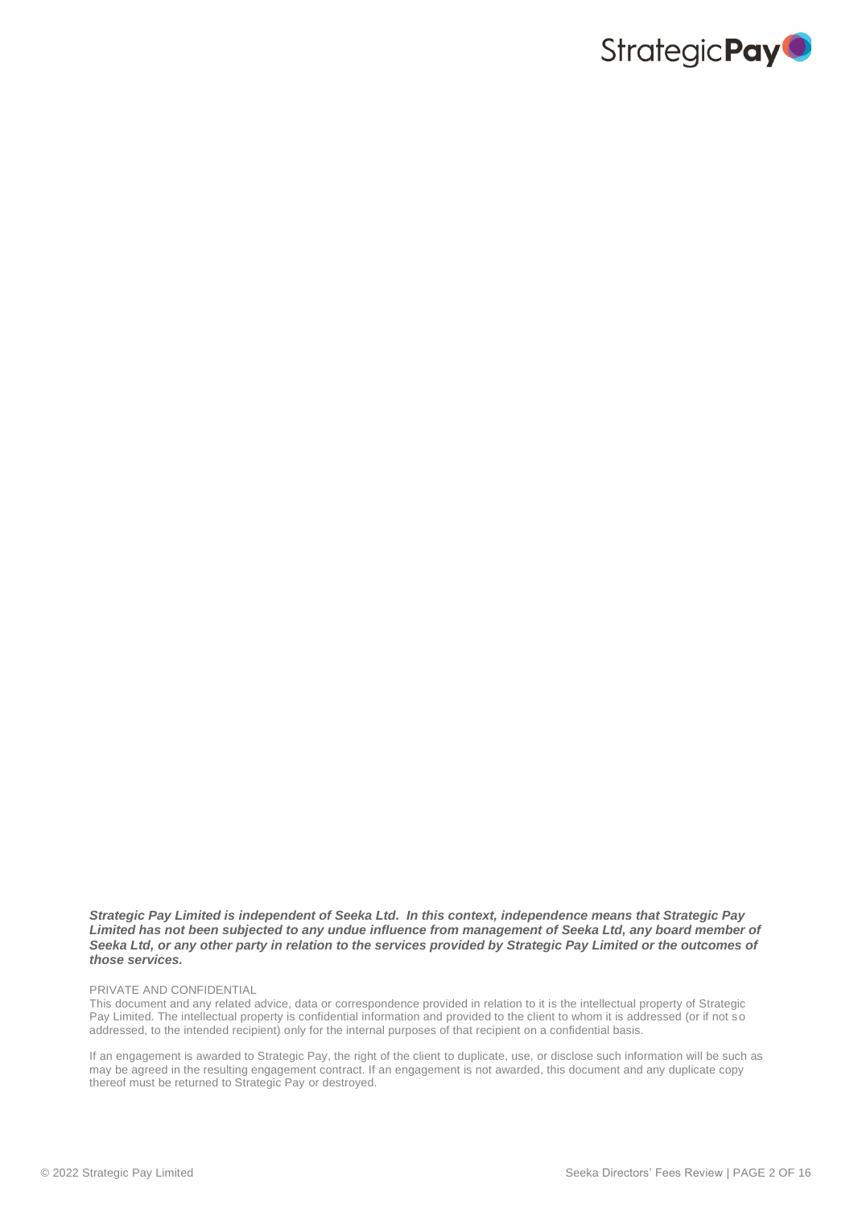***Strategic Pay Limited is independent of Seeka Ltd. In this context, independence means that Strategic Pay Limited has not been subjected to any undue influence from management of Seeka Ltd, any board member of Seeka Ltd, or any other party in relation to the services provided by Strategic Pay Limited or the outcomes of those services.***

PRIVATE AND CONFIDENTIAL

This document and any related advice, data or correspondence provided in relation to it is the intellectual property of Strategic Pay Limited. The intellectual property is confidential information and provided to the client to whom it is addressed (or if not so addressed, to the intended recipient) only for the internal purposes of that recipient on a confidential basis.

If an engagement is awarded to Strategic Pay, the right of the client to duplicate, use, or disclose such information will be such as may be agreed in the resulting engagement contract. If an engagement is not awarded, this document and any duplicate copy thereof must be returned to Strategic Pay or destroyed.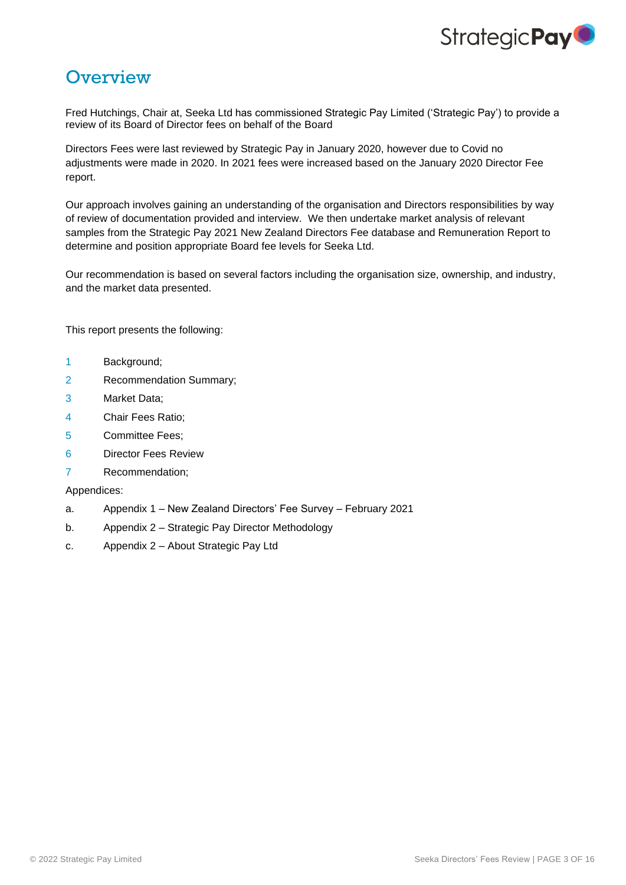# Overview

Fred Hutchings, Chair at, Seeka Ltd has commissioned Strategic Pay Limited ('Strategic Pay') to provide a review of its Board of Director fees on behalf of the Board

Directors Fees were last reviewed by Strategic Pay in January 2020, however due to Covid no adjustments were made in 2020. In 2021 fees were increased based on the January 2020 Director Fee report.

Our approach involves gaining an understanding of the organisation and Directors responsibilities by way of review of documentation provided and interview. We then undertake market analysis of relevant samples from the Strategic Pay 2021 New Zealand Directors Fee database and Remuneration Report to determine and position appropriate Board fee levels for Seeka Ltd.

Our recommendation is based on several factors including the organisation size, ownership, and industry, and the market data presented.

This report presents the following:

1. Background;
2. Recommendation Summary;
3. Market Data;
4. Chair Fees Ratio;
5. Committee Fees;
6. Director Fees Review
7. Recommendation;

Appendices:

a. Appendix 1 – New Zealand Directors' Fee Survey – February 2021
b. Appendix 2 – Strategic Pay Director Methodology
c. Appendix 2 – About Strategic Pay Ltd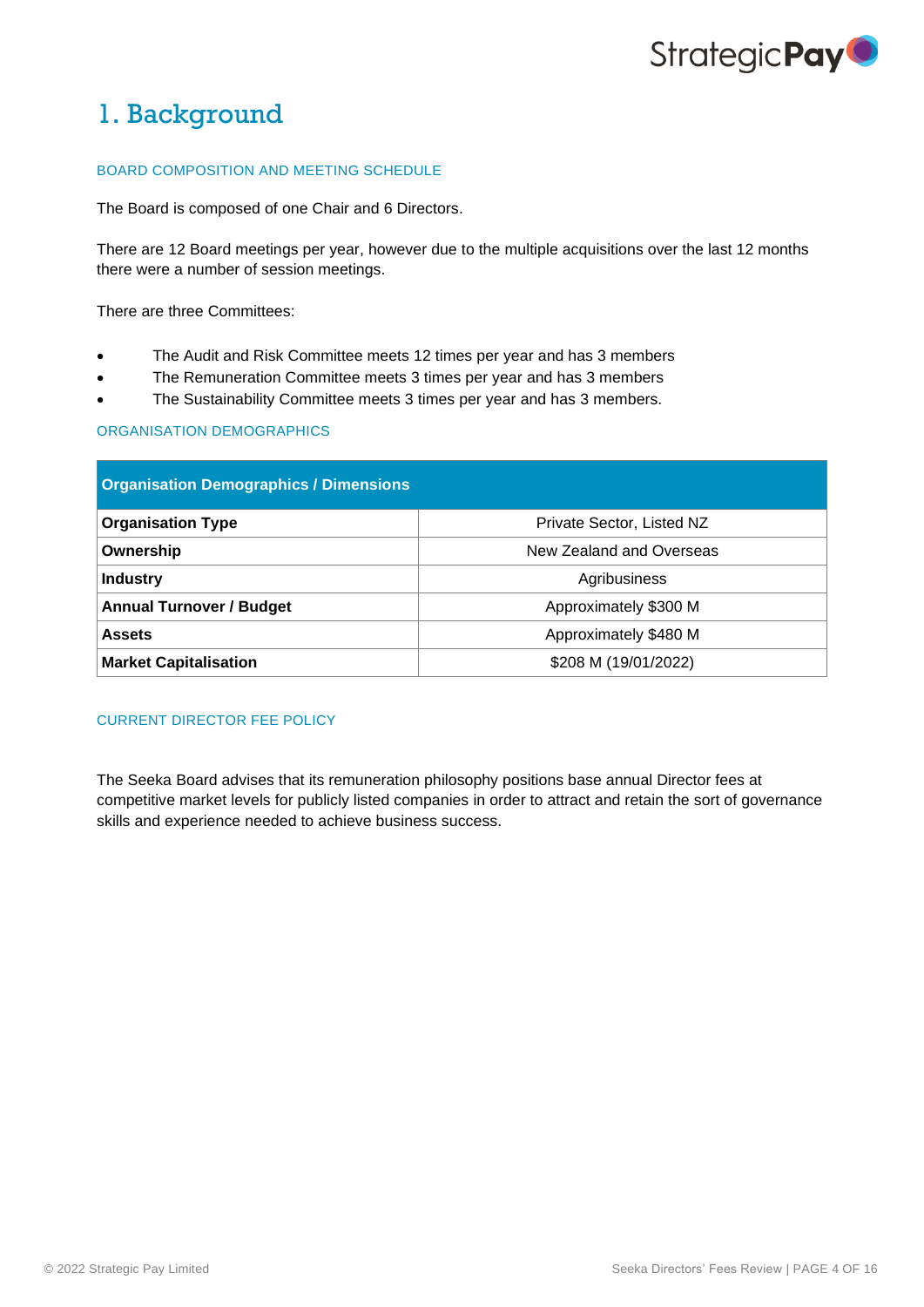# 1. Background

### BOARD COMPOSITION AND MEETING SCHEDULE

The Board is composed of one Chair and 6 Directors.

There are 12 Board meetings per year, however due to the multiple acquisitions over the last 12 months there were a number of session meetings.

There are three Committees:

- The Audit and Risk Committee meets 12 times per year and has 3 members
- The Remuneration Committee meets 3 times per year and has 3 members
- The Sustainability Committee meets 3 times per year and has 3 members.

### ORGANISATION DEMOGRAPHICS

| Organisation Demographics / Dimensions | |
|---|---|
| **Organisation Type** | Private Sector, Listed NZ |
| **Ownership** | New Zealand and Overseas |
| **Industry** | Agribusiness |
| **Annual Turnover / Budget** | Approximately $300 M |
| **Assets** | Approximately $480 M |
| **Market Capitalisation** | $208 M (19/01/2022) |

### CURRENT DIRECTOR FEE POLICY

The Seeka Board advises that its remuneration philosophy positions base annual Director fees at competitive market levels for publicly listed companies in order to attract and retain the sort of governance skills and experience needed to achieve business success.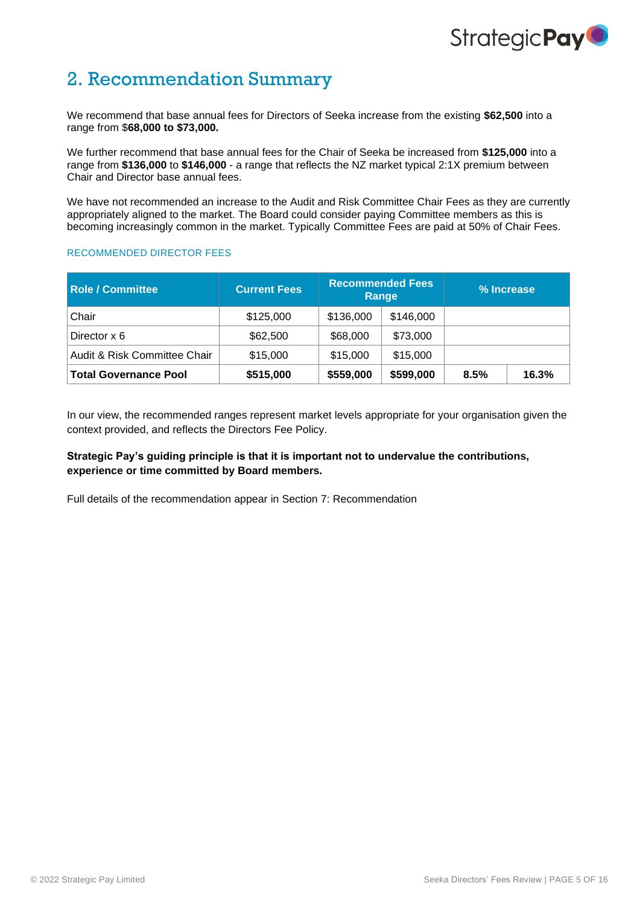## 2. Recommendation Summary

We recommend that base annual fees for Directors of Seeka increase from the existing **$62,500** into a range from $**68,000 to $73,000.**

We further recommend that base annual fees for the Chair of Seeka be increased from **$125,000** into a range from **$136,000** to **$146,000** - a range that reflects the NZ market typical 2:1X premium between Chair and Director base annual fees.

We have not recommended an increase to the Audit and Risk Committee Chair Fees as they are currently appropriately aligned to the market. The Board could consider paying Committee members as this is becoming increasingly common in the market. Typically Committee Fees are paid at 50% of Chair Fees.

RECOMMENDED DIRECTOR FEES

| Role / Committee | Current Fees | Recommended Fees Range | | % Increase | |
|---|---|---|---|---|---|
| Chair | $125,000 | $136,000 | $146,000 | | |
| Director x 6 | $62,500 | $68,000 | $73,000 | | |
| Audit & Risk Committee Chair | $15,000 | $15,000 | $15,000 | | |
| **Total Governance Pool** | **$515,000** | **$559,000** | **$599,000** | **8.5%** | **16.3%** |

In our view, the recommended ranges represent market levels appropriate for your organisation given the context provided, and reflects the Directors Fee Policy.

**Strategic Pay's guiding principle is that it is important not to undervalue the contributions, experience or time committed by Board members.**

Full details of the recommendation appear in Section 7: Recommendation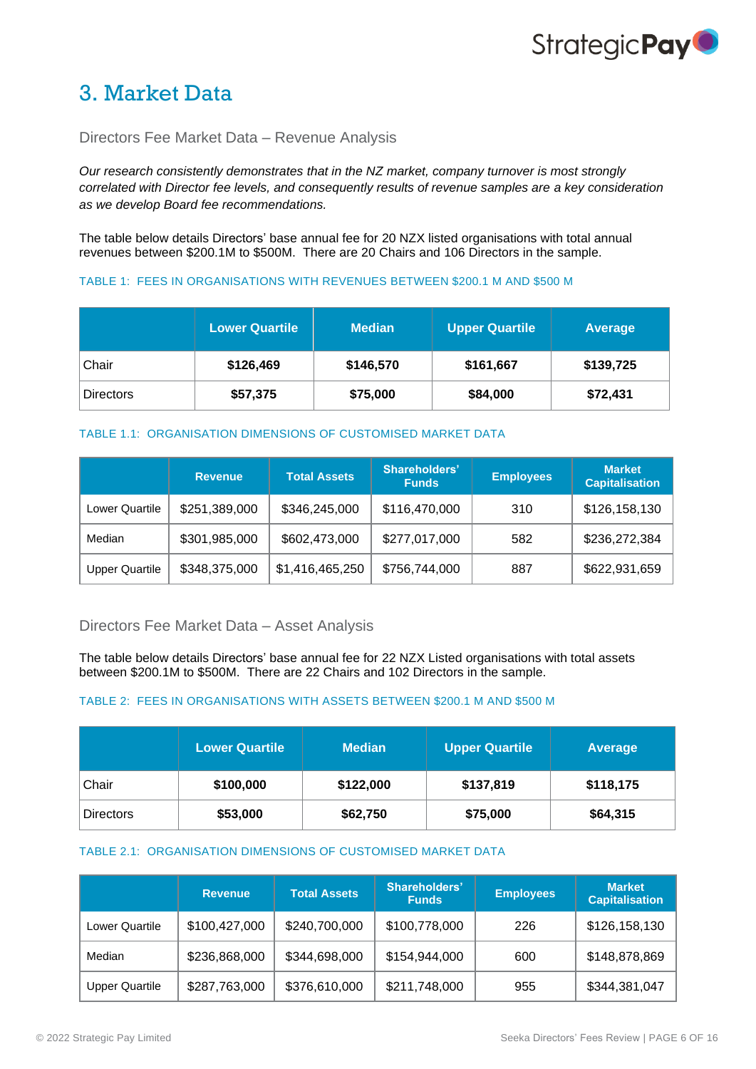# 3. Market Data

## Directors Fee Market Data – Revenue Analysis

*Our research consistently demonstrates that in the NZ market, company turnover is most strongly correlated with Director fee levels, and consequently results of revenue samples are a key consideration as we develop Board fee recommendations.*

The table below details Directors' base annual fee for 20 NZX listed organisations with total annual revenues between $200.1M to $500M. There are 20 Chairs and 106 Directors in the sample.

TABLE 1: FEES IN ORGANISATIONS WITH REVENUES BETWEEN $200.1 M AND $500 M

| | Lower Quartile | Median | Upper Quartile | Average |
|---|---|---|---|---|
| Chair | **$126,469** | **$146,570** | **$161,667** | **$139,725** |
| Directors | **$57,375** | **$75,000** | **$84,000** | **$72,431** |

TABLE 1.1: ORGANISATION DIMENSIONS OF CUSTOMISED MARKET DATA

| | Revenue | Total Assets | Shareholders' Funds | Employees | Market Capitalisation |
|---|---|---|---|---|---|
| Lower Quartile | $251,389,000 | $346,245,000 | $116,470,000 | 310 | $126,158,130 |
| Median | $301,985,000 | $602,473,000 | $277,017,000 | 582 | $236,272,384 |
| Upper Quartile | $348,375,000 | $1,416,465,250 | $756,744,000 | 887 | $622,931,659 |

## Directors Fee Market Data – Asset Analysis

The table below details Directors' base annual fee for 22 NZX Listed organisations with total assets between $200.1M to $500M. There are 22 Chairs and 102 Directors in the sample.

TABLE 2: FEES IN ORGANISATIONS WITH ASSETS BETWEEN $200.1 M AND $500 M

| | Lower Quartile | Median | Upper Quartile | Average |
|---|---|---|---|---|
| Chair | **$100,000** | **$122,000** | **$137,819** | **$118,175** |
| Directors | **$53,000** | **$62,750** | **$75,000** | **$64,315** |

TABLE 2.1: ORGANISATION DIMENSIONS OF CUSTOMISED MARKET DATA

| | Revenue | Total Assets | Shareholders' Funds | Employees | Market Capitalisation |
|---|---|---|---|---|---|
| Lower Quartile | $100,427,000 | $240,700,000 | $100,778,000 | 226 | $126,158,130 |
| Median | $236,868,000 | $344,698,000 | $154,944,000 | 600 | $148,878,869 |
| Upper Quartile | $287,763,000 | $376,610,000 | $211,748,000 | 955 | $344,381,047 |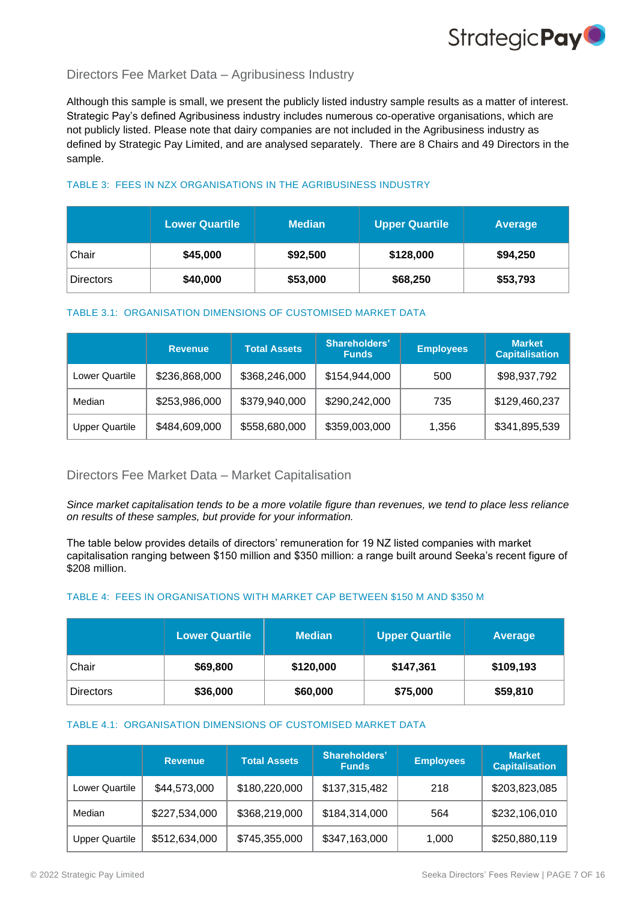## Directors Fee Market Data – Agribusiness Industry

Although this sample is small, we present the publicly listed industry sample results as a matter of interest. Strategic Pay's defined Agribusiness industry includes numerous co-operative organisations, which are not publicly listed. Please note that dairy companies are not included in the Agribusiness industry as defined by Strategic Pay Limited, and are analysed separately. There are 8 Chairs and 49 Directors in the sample.

TABLE 3: FEES IN NZX ORGANISATIONS IN THE AGRIBUSINESS INDUSTRY

| | Lower Quartile | Median | Upper Quartile | Average |
|---|---|---|---|---|
| Chair | **$45,000** | **$92,500** | **$128,000** | **$94,250** |
| Directors | **$40,000** | **$53,000** | **$68,250** | **$53,793** |

TABLE 3.1: ORGANISATION DIMENSIONS OF CUSTOMISED MARKET DATA

| | Revenue | Total Assets | Shareholders' Funds | Employees | Market Capitalisation |
|---|---|---|---|---|---|
| Lower Quartile | $236,868,000 | $368,246,000 | $154,944,000 | 500 | $98,937,792 |
| Median | $253,986,000 | $379,940,000 | $290,242,000 | 735 | $129,460,237 |
| Upper Quartile | $484,609,000 | $558,680,000 | $359,003,000 | 1,356 | $341,895,539 |

## Directors Fee Market Data – Market Capitalisation

*Since market capitalisation tends to be a more volatile figure than revenues, we tend to place less reliance on results of these samples, but provide for your information.*

The table below provides details of directors' remuneration for 19 NZ listed companies with market capitalisation ranging between $150 million and $350 million: a range built around Seeka's recent figure of $208 million.

TABLE 4: FEES IN ORGANISATIONS WITH MARKET CAP BETWEEN $150 M AND $350 M

| | Lower Quartile | Median | Upper Quartile | Average |
|---|---|---|---|---|
| Chair | **$69,800** | **$120,000** | **$147,361** | **$109,193** |
| Directors | **$36,000** | **$60,000** | **$75,000** | **$59,810** |

TABLE 4.1: ORGANISATION DIMENSIONS OF CUSTOMISED MARKET DATA

| | Revenue | Total Assets | Shareholders' Funds | Employees | Market Capitalisation |
|---|---|---|---|---|---|
| Lower Quartile | $44,573,000 | $180,220,000 | $137,315,482 | 218 | $203,823,085 |
| Median | $227,534,000 | $368,219,000 | $184,314,000 | 564 | $232,106,010 |
| Upper Quartile | $512,634,000 | $745,355,000 | $347,163,000 | 1,000 | $250,880,119 |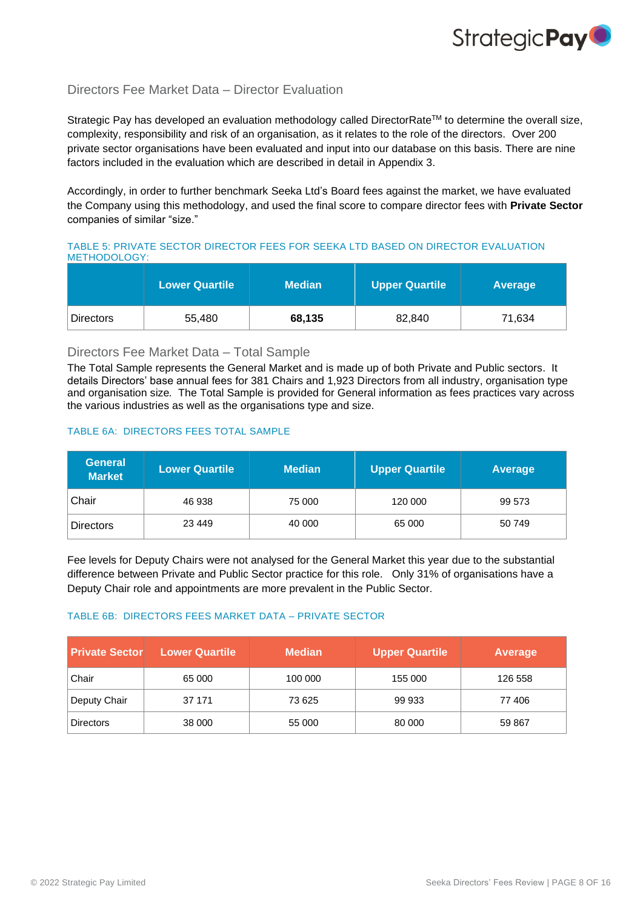## Directors Fee Market Data – Director Evaluation

Strategic Pay has developed an evaluation methodology called DirectorRate™ to determine the overall size, complexity, responsibility and risk of an organisation, as it relates to the role of the directors. Over 200 private sector organisations have been evaluated and input into our database on this basis. There are nine factors included in the evaluation which are described in detail in Appendix 3.

Accordingly, in order to further benchmark Seeka Ltd's Board fees against the market, we have evaluated the Company using this methodology, and used the final score to compare director fees with **Private Sector** companies of similar "size."

TABLE 5: PRIVATE SECTOR DIRECTOR FEES FOR SEEKA LTD BASED ON DIRECTOR EVALUATION METHODOLOGY:

| | Lower Quartile | Median | Upper Quartile | Average |
|---|---|---|---|---|
| Directors | 55,480 | **68,135** | 82,840 | 71,634 |

## Directors Fee Market Data – Total Sample

The Total Sample represents the General Market and is made up of both Private and Public sectors. It details Directors' base annual fees for 381 Chairs and 1,923 Directors from all industry, organisation type and organisation size. The Total Sample is provided for General information as fees practices vary across the various industries as well as the organisations type and size.

TABLE 6A: DIRECTORS FEES TOTAL SAMPLE

| General Market | Lower Quartile | Median | Upper Quartile | Average |
|---|---|---|---|---|
| Chair | 46 938 | 75 000 | 120 000 | 99 573 |
| Directors | 23 449 | 40 000 | 65 000 | 50 749 |

Fee levels for Deputy Chairs were not analysed for the General Market this year due to the substantial difference between Private and Public Sector practice for this role. Only 31% of organisations have a Deputy Chair role and appointments are more prevalent in the Public Sector.

TABLE 6B: DIRECTORS FEES MARKET DATA – PRIVATE SECTOR

| Private Sector | Lower Quartile | Median | Upper Quartile | Average |
|---|---|---|---|---|
| Chair | 65 000 | 100 000 | 155 000 | 126 558 |
| Deputy Chair | 37 171 | 73 625 | 99 933 | 77 406 |
| Directors | 38 000 | 55 000 | 80 000 | 59 867 |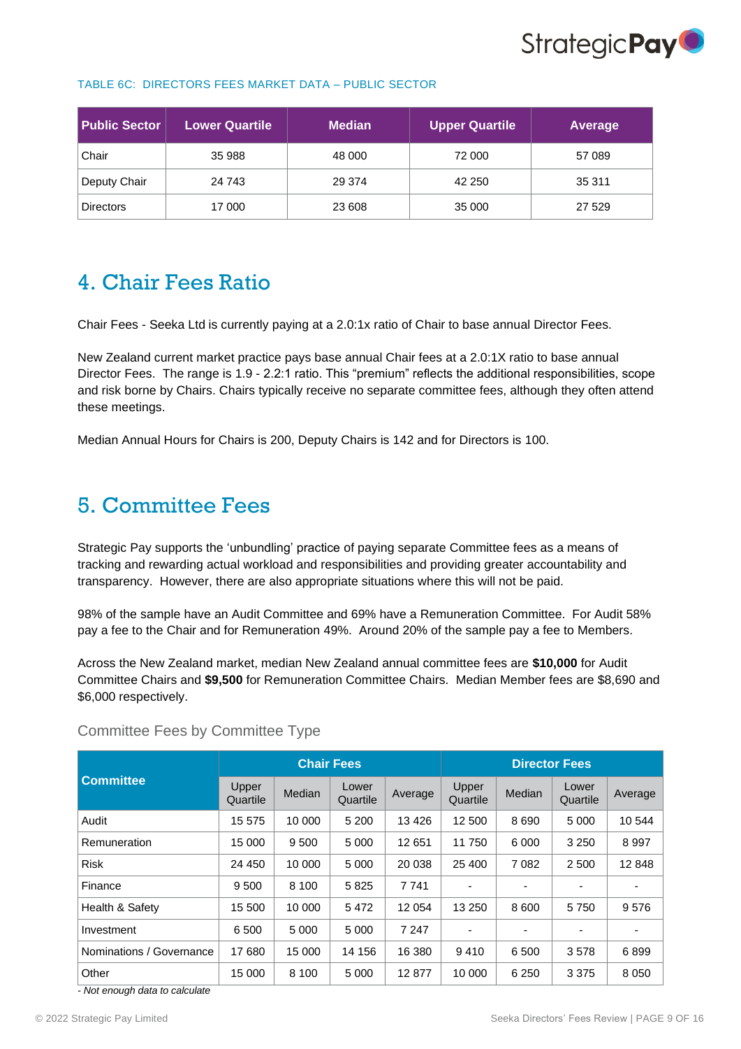TABLE 6C: DIRECTORS FEES MARKET DATA – PUBLIC SECTOR

| Public Sector | Lower Quartile | Median | Upper Quartile | Average |
|---|---|---|---|---|
| Chair | 35 988 | 48 000 | 72 000 | 57 089 |
| Deputy Chair | 24 743 | 29 374 | 42 250 | 35 311 |
| Directors | 17 000 | 23 608 | 35 000 | 27 529 |

## 4. Chair Fees Ratio

Chair Fees - Seeka Ltd is currently paying at a 2.0:1x ratio of Chair to base annual Director Fees.

New Zealand current market practice pays base annual Chair fees at a 2.0:1X ratio to base annual Director Fees. The range is 1.9 - 2.2:1 ratio. This "premium" reflects the additional responsibilities, scope and risk borne by Chairs. Chairs typically receive no separate committee fees, although they often attend these meetings.

Median Annual Hours for Chairs is 200, Deputy Chairs is 142 and for Directors is 100.

## 5. Committee Fees

Strategic Pay supports the 'unbundling' practice of paying separate Committee fees as a means of tracking and rewarding actual workload and responsibilities and providing greater accountability and transparency. However, there are also appropriate situations where this will not be paid.

98% of the sample have an Audit Committee and 69% have a Remuneration Committee. For Audit 58% pay a fee to the Chair and for Remuneration 49%. Around 20% of the sample pay a fee to Members.

Across the New Zealand market, median New Zealand annual committee fees are **$10,000** for Audit Committee Chairs and **$9,500** for Remuneration Committee Chairs. Median Member fees are $8,690 and $6,000 respectively.

### Committee Fees by Committee Type

| Committee | Chair Fees | | | | Director Fees | | | |
|---|---|---|---|---|---|---|---|---|
| | Upper Quartile | Median | Lower Quartile | Average | Upper Quartile | Median | Lower Quartile | Average |
| Audit | 15 575 | 10 000 | 5 200 | 13 426 | 12 500 | 8 690 | 5 000 | 10 544 |
| Remuneration | 15 000 | 9 500 | 5 000 | 12 651 | 11 750 | 6 000 | 3 250 | 8 997 |
| Risk | 24 450 | 10 000 | 5 000 | 20 038 | 25 400 | 7 082 | 2 500 | 12 848 |
| Finance | 9 500 | 8 100 | 5 825 | 7 741 | - | - | - | - |
| Health & Safety | 15 500 | 10 000 | 5 472 | 12 054 | 13 250 | 8 600 | 5 750 | 9 576 |
| Investment | 6 500 | 5 000 | 5 000 | 7 247 | - | - | - | - |
| Nominations / Governance | 17 680 | 15 000 | 14 156 | 16 380 | 9 410 | 6 500 | 3 578 | 6 899 |
| Other | 15 000 | 8 100 | 5 000 | 12 877 | 10 000 | 6 250 | 3 375 | 8 050 |

*- Not enough data to calculate*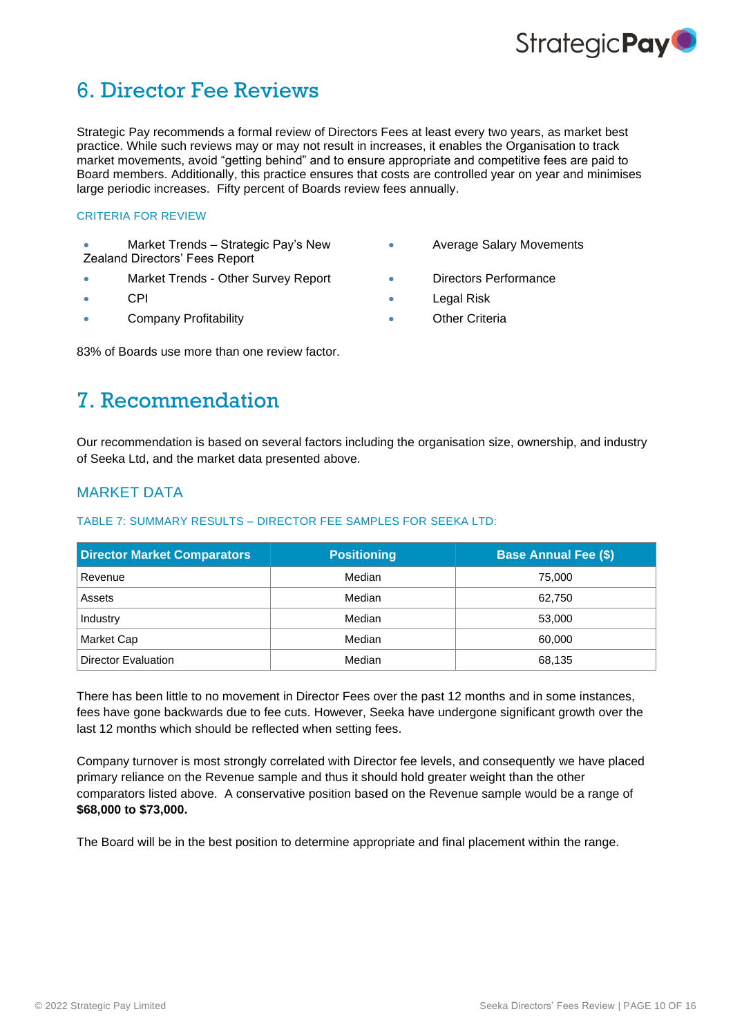# 6. Director Fee Reviews

Strategic Pay recommends a formal review of Directors Fees at least every two years, as market best practice. While such reviews may or may not result in increases, it enables the Organisation to track market movements, avoid "getting behind" and to ensure appropriate and competitive fees are paid to Board members. Additionally, this practice ensures that costs are controlled year on year and minimises large periodic increases. Fifty percent of Boards review fees annually.

### CRITERIA FOR REVIEW

- Market Trends – Strategic Pay's New Zealand Directors' Fees Report
- Market Trends - Other Survey Report
- CPI
- Company Profitability
- Average Salary Movements
- Directors Performance
- Legal Risk
- Other Criteria

83% of Boards use more than one review factor.

# 7. Recommendation

Our recommendation is based on several factors including the organisation size, ownership, and industry of Seeka Ltd, and the market data presented above.

## MARKET DATA

### TABLE 7: SUMMARY RESULTS – DIRECTOR FEE SAMPLES FOR SEEKA LTD:

| Director Market Comparators | Positioning | Base Annual Fee ($) |
|---|---|---|
| Revenue | Median | 75,000 |
| Assets | Median | 62,750 |
| Industry | Median | 53,000 |
| Market Cap | Median | 60,000 |
| Director Evaluation | Median | 68,135 |

There has been little to no movement in Director Fees over the past 12 months and in some instances, fees have gone backwards due to fee cuts. However, Seeka have undergone significant growth over the last 12 months which should be reflected when setting fees.

Company turnover is most strongly correlated with Director fee levels, and consequently we have placed primary reliance on the Revenue sample and thus it should hold greater weight than the other comparators listed above. A conservative position based on the Revenue sample would be a range of **$68,000 to $73,000.**

The Board will be in the best position to determine appropriate and final placement within the range.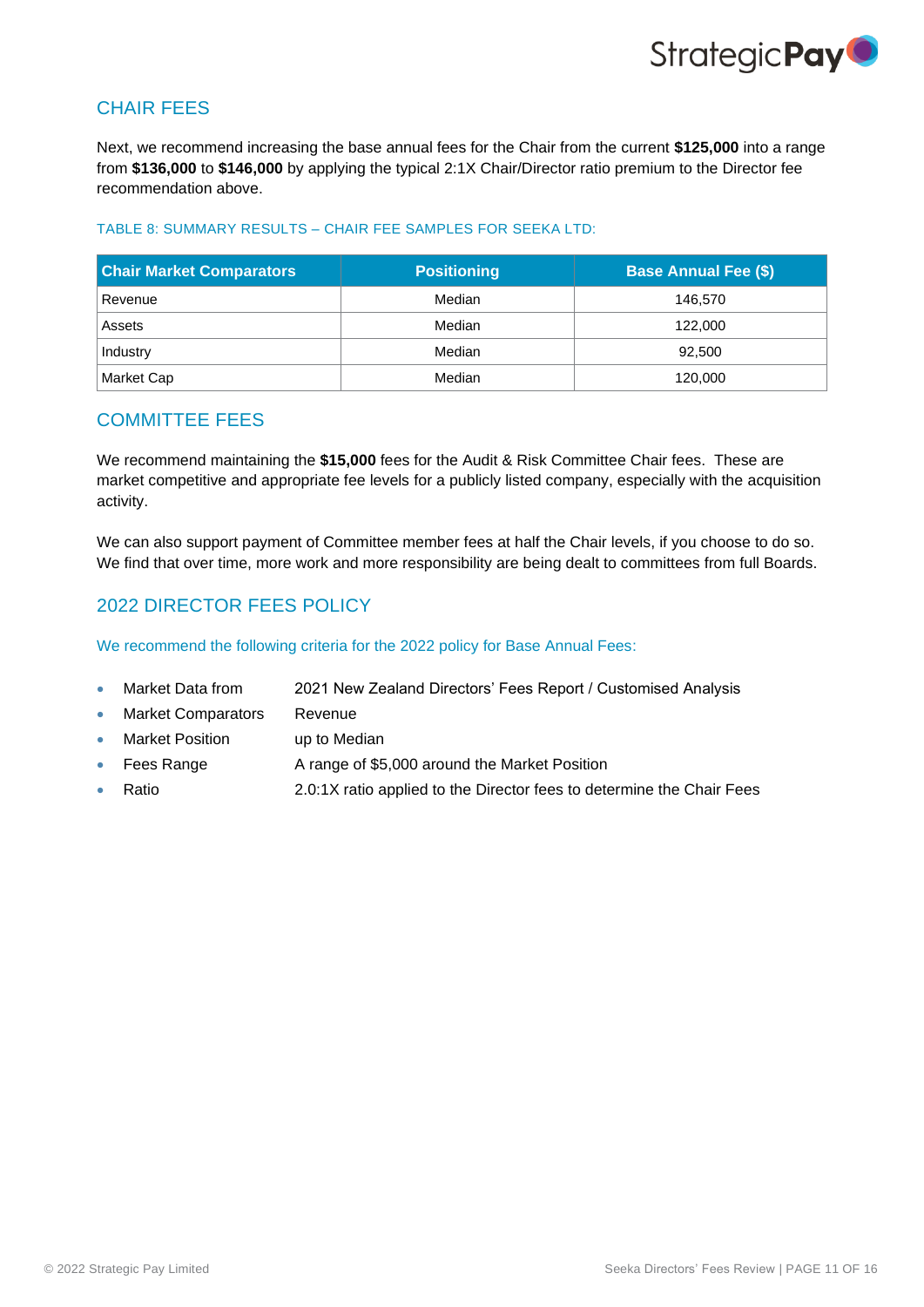## CHAIR FEES

Next, we recommend increasing the base annual fees for the Chair from the current **$125,000** into a range from **$136,000** to **$146,000** by applying the typical 2:1X Chair/Director ratio premium to the Director fee recommendation above.

TABLE 8: SUMMARY RESULTS – CHAIR FEE SAMPLES FOR SEEKA LTD:

| Chair Market Comparators | Positioning | Base Annual Fee ($) |
|---|---|---|
| Revenue | Median | 146,570 |
| Assets | Median | 122,000 |
| Industry | Median | 92,500 |
| Market Cap | Median | 120,000 |

## COMMITTEE FEES

We recommend maintaining the **$15,000** fees for the Audit & Risk Committee Chair fees. These are market competitive and appropriate fee levels for a publicly listed company, especially with the acquisition activity.

We can also support payment of Committee member fees at half the Chair levels, if you choose to do so. We find that over time, more work and more responsibility are being dealt to committees from full Boards.

## 2022 DIRECTOR FEES POLICY

We recommend the following criteria for the 2022 policy for Base Annual Fees:

- Market Data from: 2021 New Zealand Directors' Fees Report / Customised Analysis
- Market Comparators: Revenue
- Market Position: up to Median
- Fees Range: A range of $5,000 around the Market Position
- Ratio: 2.0:1X ratio applied to the Director fees to determine the Chair Fees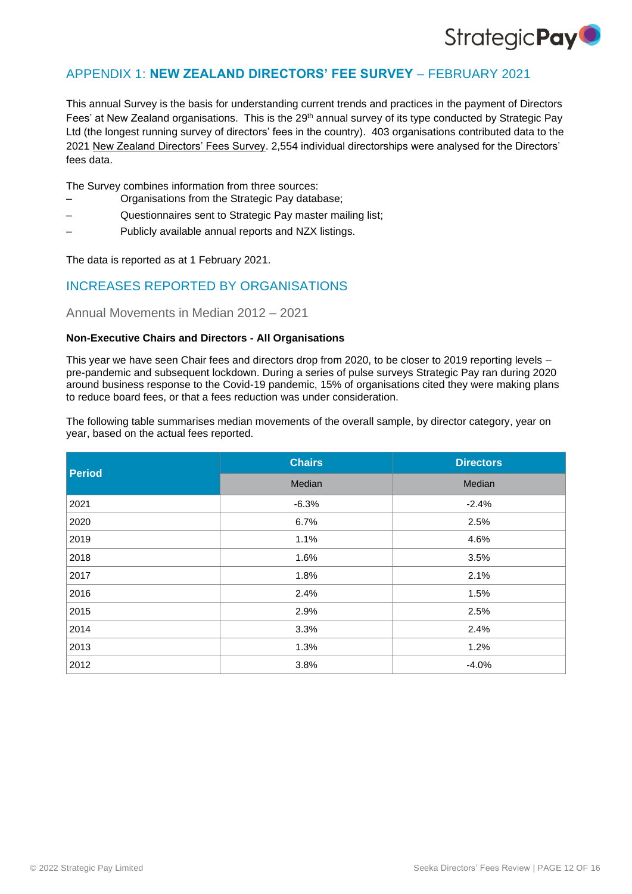## APPENDIX 1: **NEW ZEALAND DIRECTORS' FEE SURVEY** – FEBRUARY 2021

This annual Survey is the basis for understanding current trends and practices in the payment of Directors Fees' at New Zealand organisations. This is the 29th annual survey of its type conducted by Strategic Pay Ltd (the longest running survey of directors' fees in the country). 403 organisations contributed data to the 2021 New Zealand Directors' Fees Survey. 2,554 individual directorships were analysed for the Directors' fees data.

The Survey combines information from three sources:

- Organisations from the Strategic Pay database;
- Questionnaires sent to Strategic Pay master mailing list;
- Publicly available annual reports and NZX listings.

The data is reported as at 1 February 2021.

## INCREASES REPORTED BY ORGANISATIONS

### Annual Movements in Median 2012 – 2021

**Non-Executive Chairs and Directors - All Organisations**

This year we have seen Chair fees and directors drop from 2020, to be closer to 2019 reporting levels – pre-pandemic and subsequent lockdown. During a series of pulse surveys Strategic Pay ran during 2020 around business response to the Covid-19 pandemic, 15% of organisations cited they were making plans to reduce board fees, or that a fees reduction was under consideration.

The following table summarises median movements of the overall sample, by director category, year on year, based on the actual fees reported.

| Period | Chairs | Directors |
|---|---|---|
| | Median | Median |
| 2021 | -6.3% | -2.4% |
| 2020 | 6.7% | 2.5% |
| 2019 | 1.1% | 4.6% |
| 2018 | 1.6% | 3.5% |
| 2017 | 1.8% | 2.1% |
| 2016 | 2.4% | 1.5% |
| 2015 | 2.9% | 2.5% |
| 2014 | 3.3% | 2.4% |
| 2013 | 1.3% | 1.2% |
| 2012 | 3.8% | -4.0% |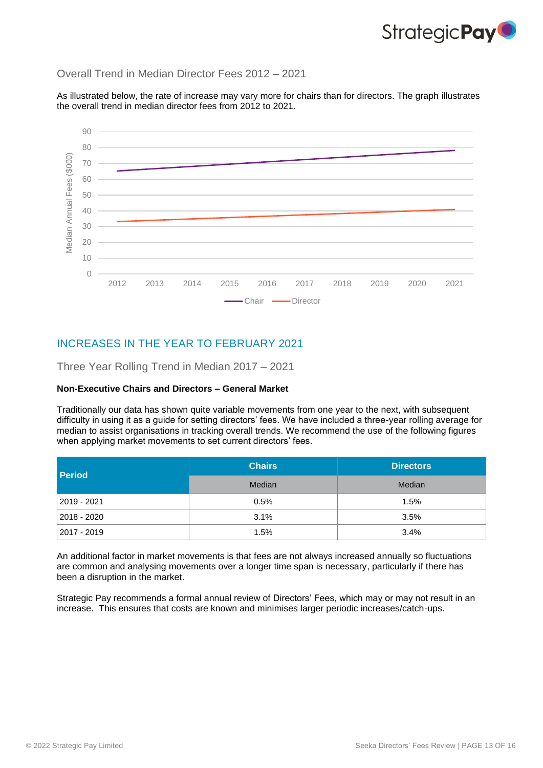## Overall Trend in Median Director Fees 2012 – 2021

As illustrated below, the rate of increase may vary more for chairs than for directors. The graph illustrates the overall trend in median director fees from 2012 to 2021.

## INCREASES IN THE YEAR TO FEBRUARY 2021

### Three Year Rolling Trend in Median 2017 – 2021

**Non-Executive Chairs and Directors – General Market**

Traditionally our data has shown quite variable movements from one year to the next, with subsequent difficulty in using it as a guide for setting directors' fees. We have included a three-year rolling average for median to assist organisations in tracking overall trends. We recommend the use of the following figures when applying market movements to set current directors' fees.

| Period | Chairs | Directors |
|---|---|---|
| | Median | Median |
| 2019 - 2021 | 0.5% | 1.5% |
| 2018 - 2020 | 3.1% | 3.5% |
| 2017 - 2019 | 1.5% | 3.4% |

An additional factor in market movements is that fees are not always increased annually so fluctuations are common and analysing movements over a longer time span is necessary, particularly if there has been a disruption in the market.

Strategic Pay recommends a formal annual review of Directors' Fees, which may or may not result in an increase. This ensures that costs are known and minimises larger periodic increases/catch-ups.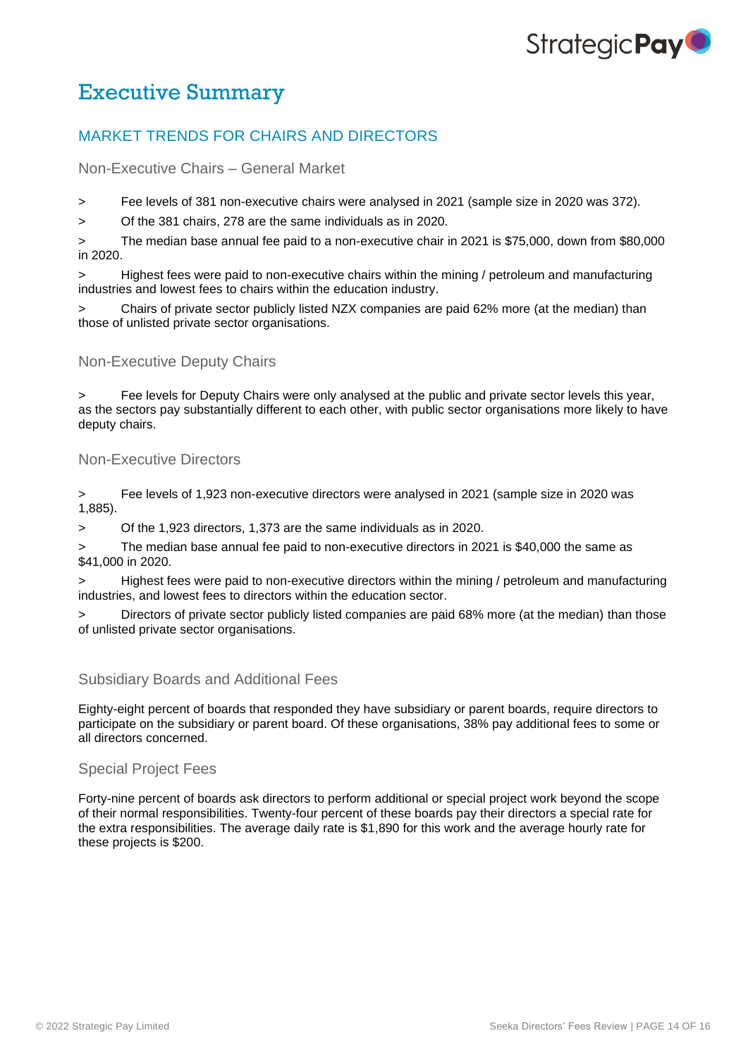# Executive Summary

## MARKET TRENDS FOR CHAIRS AND DIRECTORS

### Non-Executive Chairs – General Market

> Fee levels of 381 non-executive chairs were analysed in 2021 (sample size in 2020 was 372).

> Of the 381 chairs, 278 are the same individuals as in 2020.

> The median base annual fee paid to a non-executive chair in 2021 is $75,000, down from $80,000 in 2020.

> Highest fees were paid to non-executive chairs within the mining / petroleum and manufacturing industries and lowest fees to chairs within the education industry.

> Chairs of private sector publicly listed NZX companies are paid 62% more (at the median) than those of unlisted private sector organisations.

### Non-Executive Deputy Chairs

> Fee levels for Deputy Chairs were only analysed at the public and private sector levels this year, as the sectors pay substantially different to each other, with public sector organisations more likely to have deputy chairs.

### Non-Executive Directors

> Fee levels of 1,923 non-executive directors were analysed in 2021 (sample size in 2020 was 1,885).

> Of the 1,923 directors, 1,373 are the same individuals as in 2020.

> The median base annual fee paid to non-executive directors in 2021 is $40,000 the same as $41,000 in 2020.

> Highest fees were paid to non-executive directors within the mining / petroleum and manufacturing industries, and lowest fees to directors within the education sector.

> Directors of private sector publicly listed companies are paid 68% more (at the median) than those of unlisted private sector organisations.

### Subsidiary Boards and Additional Fees

Eighty-eight percent of boards that responded they have subsidiary or parent boards, require directors to participate on the subsidiary or parent board. Of these organisations, 38% pay additional fees to some or all directors concerned.

### Special Project Fees

Forty-nine percent of boards ask directors to perform additional or special project work beyond the scope of their normal responsibilities. Twenty-four percent of these boards pay their directors a special rate for the extra responsibilities. The average daily rate is $1,890 for this work and the average hourly rate for these projects is $200.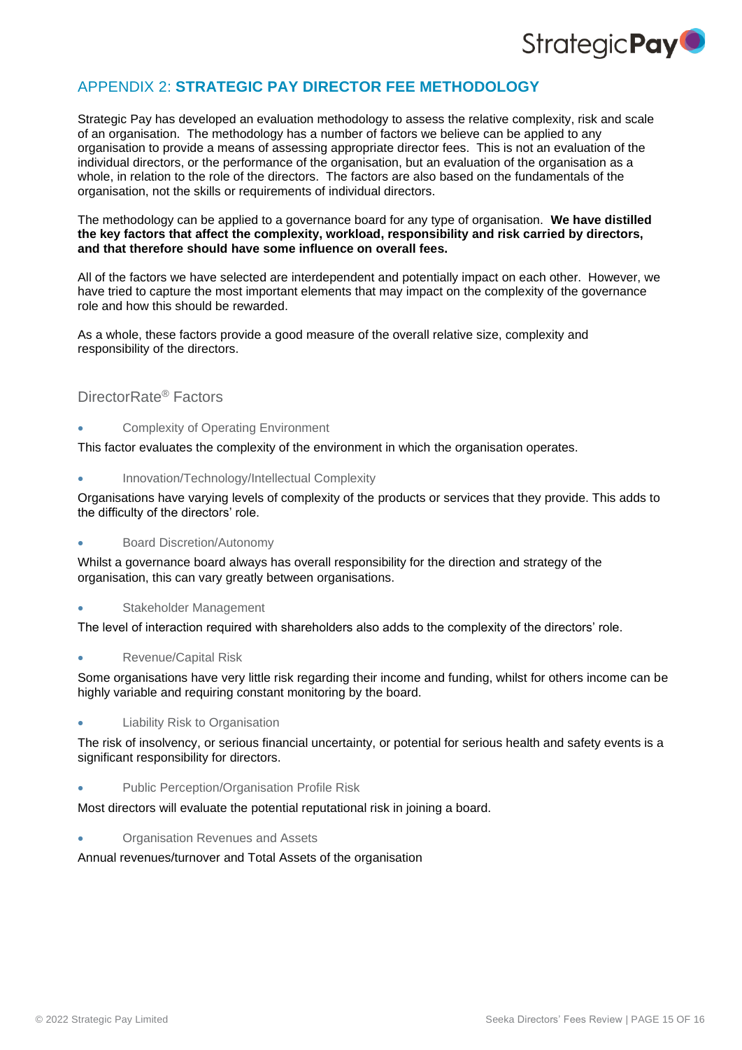## APPENDIX 2: **STRATEGIC PAY DIRECTOR FEE METHODOLOGY**

Strategic Pay has developed an evaluation methodology to assess the relative complexity, risk and scale of an organisation. The methodology has a number of factors we believe can be applied to any organisation to provide a means of assessing appropriate director fees. This is not an evaluation of the individual directors, or the performance of the organisation, but an evaluation of the organisation as a whole, in relation to the role of the directors. The factors are also based on the fundamentals of the organisation, not the skills or requirements of individual directors.

The methodology can be applied to a governance board for any type of organisation. **We have distilled the key factors that affect the complexity, workload, responsibility and risk carried by directors, and that therefore should have some influence on overall fees.**

All of the factors we have selected are interdependent and potentially impact on each other. However, we have tried to capture the most important elements that may impact on the complexity of the governance role and how this should be rewarded.

As a whole, these factors provide a good measure of the overall relative size, complexity and responsibility of the directors.

### DirectorRate® Factors

- Complexity of Operating Environment

This factor evaluates the complexity of the environment in which the organisation operates.

- Innovation/Technology/Intellectual Complexity

Organisations have varying levels of complexity of the products or services that they provide. This adds to the difficulty of the directors' role.

- Board Discretion/Autonomy

Whilst a governance board always has overall responsibility for the direction and strategy of the organisation, this can vary greatly between organisations.

- Stakeholder Management

The level of interaction required with shareholders also adds to the complexity of the directors' role.

- Revenue/Capital Risk

Some organisations have very little risk regarding their income and funding, whilst for others income can be highly variable and requiring constant monitoring by the board.

- Liability Risk to Organisation

The risk of insolvency, or serious financial uncertainty, or potential for serious health and safety events is a significant responsibility for directors.

- Public Perception/Organisation Profile Risk

Most directors will evaluate the potential reputational risk in joining a board.

- Organisation Revenues and Assets

Annual revenues/turnover and Total Assets of the organisation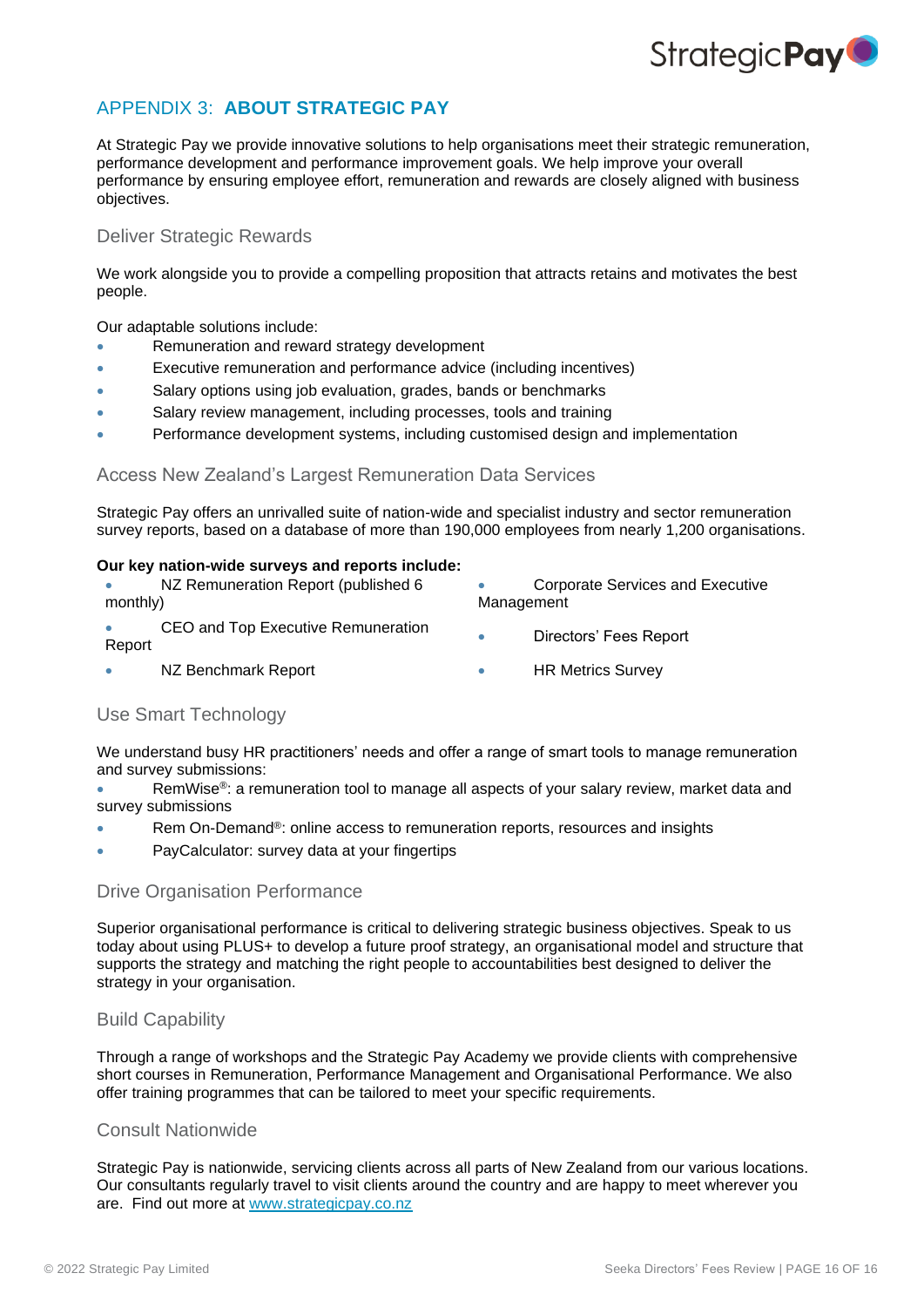## APPENDIX 3: **ABOUT STRATEGIC PAY**

At Strategic Pay we provide innovative solutions to help organisations meet their strategic remuneration, performance development and performance improvement goals. We help improve your overall performance by ensuring employee effort, remuneration and rewards are closely aligned with business objectives.

### Deliver Strategic Rewards

We work alongside you to provide a compelling proposition that attracts retains and motivates the best people.

Our adaptable solutions include:

- Remuneration and reward strategy development
- Executive remuneration and performance advice (including incentives)
- Salary options using job evaluation, grades, bands or benchmarks
- Salary review management, including processes, tools and training
- Performance development systems, including customised design and implementation

### Access New Zealand's Largest Remuneration Data Services

Strategic Pay offers an unrivalled suite of nation-wide and specialist industry and sector remuneration survey reports, based on a database of more than 190,000 employees from nearly 1,200 organisations.

**Our key nation-wide surveys and reports include:**

- NZ Remuneration Report (published 6 monthly)
- CEO and Top Executive Remuneration Report
- NZ Benchmark Report
- Corporate Services and Executive Management
- Directors' Fees Report
- HR Metrics Survey

### Use Smart Technology

We understand busy HR practitioners' needs and offer a range of smart tools to manage remuneration and survey submissions:

- RemWise®: a remuneration tool to manage all aspects of your salary review, market data and survey submissions
- Rem On-Demand®: online access to remuneration reports, resources and insights
- PayCalculator: survey data at your fingertips

### Drive Organisation Performance

Superior organisational performance is critical to delivering strategic business objectives. Speak to us today about using PLUS+ to develop a future proof strategy, an organisational model and structure that supports the strategy and matching the right people to accountabilities best designed to deliver the strategy in your organisation.

### Build Capability

Through a range of workshops and the Strategic Pay Academy we provide clients with comprehensive short courses in Remuneration, Performance Management and Organisational Performance. We also offer training programmes that can be tailored to meet your specific requirements.

### Consult Nationwide

Strategic Pay is nationwide, servicing clients across all parts of New Zealand from our various locations. Our consultants regularly travel to visit clients around the country and are happy to meet wherever you are. Find out more at [www.strategicpay.co.nz](http://www.strategicpay.co.nz)